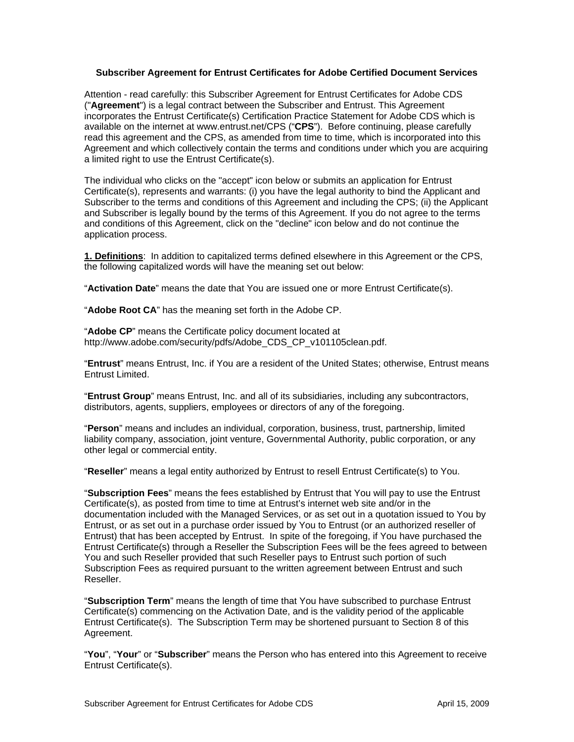**Subscriber Agreement for Entrust Certificates for Adobe Certified Document Services**

Attention - read carefully: this Subscriber Agreement for Entrust Certificates for Adobe CDS ("**Agreement**") is a legal contract between the Subscriber and Entrust. This Agreement incorporates the Entrust Certificate(s) Certification Practice Statement for Adobe CDS which is available on the internet at www.entrust.net/CPS ("**CPS**"). Before continuing, please carefully read this agreement and the CPS, as amended from time to time, which is incorporated into this Agreement and which collectively contain the terms and conditions under which you are acquiring a limited right to use the Entrust Certificate(s).

The individual who clicks on the "accept" icon below or submits an application for Entrust Certificate(s), represents and warrants: (i) you have the legal authority to bind the Applicant and Subscriber to the terms and conditions of this Agreement and including the CPS; (ii) the Applicant and Subscriber is legally bound by the terms of this Agreement. If you do not agree to the terms and conditions of this Agreement, click on the "decline" icon below and do not continue the application process.

**1. Definitions**: In addition to capitalized terms defined elsewhere in this Agreement or the CPS, the following capitalized words will have the meaning set out below:

"**Activation Date**" means the date that You are issued one or more Entrust Certificate(s).

"**Adobe Root CA**" has the meaning set forth in the Adobe CP.

"**Adobe CP**" means the Certificate policy document located at http://www.adobe.com/security/pdfs/Adobe_CDS_CP_v101105clean.pdf.

"**Entrust**" means Entrust, Inc. if You are a resident of the United States; otherwise, Entrust means Entrust Limited.

"**Entrust Group**" means Entrust, Inc. and all of its subsidiaries, including any subcontractors, distributors, agents, suppliers, employees or directors of any of the foregoing.

"**Person**" means and includes an individual, corporation, business, trust, partnership, limited liability company, association, joint venture, Governmental Authority, public corporation, or any other legal or commercial entity.

"**Reseller**" means a legal entity authorized by Entrust to resell Entrust Certificate(s) to You.

"**Subscription Fees**" means the fees established by Entrust that You will pay to use the Entrust Certificate(s), as posted from time to time at Entrust's internet web site and/or in the documentation included with the Managed Services, or as set out in a quotation issued to You by Entrust, or as set out in a purchase order issued by You to Entrust (or an authorized reseller of Entrust) that has been accepted by Entrust. In spite of the foregoing, if You have purchased the Entrust Certificate(s) through a Reseller the Subscription Fees will be the fees agreed to between You and such Reseller provided that such Reseller pays to Entrust such portion of such Subscription Fees as required pursuant to the written agreement between Entrust and such Reseller.

"**Subscription Term**" means the length of time that You have subscribed to purchase Entrust Certificate(s) commencing on the Activation Date, and is the validity period of the applicable Entrust Certificate(s). The Subscription Term may be shortened pursuant to Section 8 of this Agreement.

"**You**", "**Your**" or "**Subscriber**" means the Person who has entered into this Agreement to receive Entrust Certificate(s).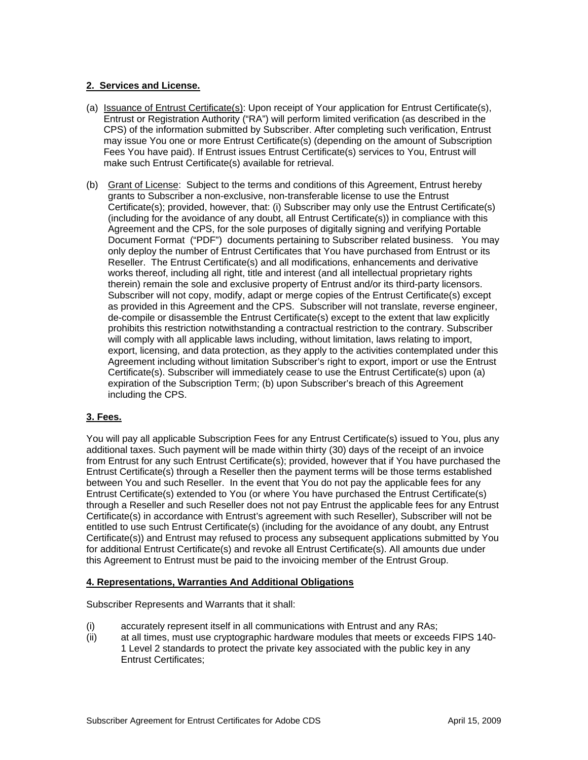**2. Services and License.**

(a) Issuance of Entrust Certificate(s): Upon receipt of Your application for Entrust Certificate(s), Entrust or Registration Authority ("RA") will perform limited verification (as described in the CPS) of the information submitted by Subscriber. After completing such verification, Entrust may issue You one or more Entrust Certificate(s) (depending on the amount of Subscription Fees You have paid). If Entrust issues Entrust Certificate(s) services to You, Entrust will make such Entrust Certificate(s) available for retrieval.

(b) Grant of License: Subject to the terms and conditions of this Agreement, Entrust hereby grants to Subscriber a non-exclusive, non-transferable license to use the Entrust Certificate(s); provided, however, that: (i) Subscriber may only use the Entrust Certificate(s) (including for the avoidance of any doubt, all Entrust Certificate(s)) in compliance with this Agreement and the CPS, for the sole purposes of digitally signing and verifying Portable Document Format ("PDF") documents pertaining to Subscriber related business. You may only deploy the number of Entrust Certificates that You have purchased from Entrust or its Reseller. The Entrust Certificate(s) and all modifications, enhancements and derivative works thereof, including all right, title and interest (and all intellectual proprietary rights therein) remain the sole and exclusive property of Entrust and/or its third-party licensors. Subscriber will not copy, modify, adapt or merge copies of the Entrust Certificate(s) except as provided in this Agreement and the CPS. Subscriber will not translate, reverse engineer, de-compile or disassemble the Entrust Certificate(s) except to the extent that law explicitly prohibits this restriction notwithstanding a contractual restriction to the contrary. Subscriber will comply with all applicable laws including, without limitation, laws relating to import, export, licensing, and data protection, as they apply to the activities contemplated under this Agreement including without limitation Subscriber's right to export, import or use the Entrust Certificate(s). Subscriber will immediately cease to use the Entrust Certificate(s) upon (a) expiration of the Subscription Term; (b) upon Subscriber's breach of this Agreement including the CPS.

**3. Fees.**

You will pay all applicable Subscription Fees for any Entrust Certificate(s) issued to You, plus any additional taxes. Such payment will be made within thirty (30) days of the receipt of an invoice from Entrust for any such Entrust Certificate(s); provided, however that if You have purchased the Entrust Certificate(s) through a Reseller then the payment terms will be those terms established between You and such Reseller. In the event that You do not pay the applicable fees for any Entrust Certificate(s) extended to You (or where You have purchased the Entrust Certificate(s) through a Reseller and such Reseller does not not pay Entrust the applicable fees for any Entrust Certificate(s) in accordance with Entrust's agreement with such Reseller), Subscriber will not be entitled to use such Entrust Certificate(s) (including for the avoidance of any doubt, any Entrust Certificate(s)) and Entrust may refused to process any subsequent applications submitted by You for additional Entrust Certificate(s) and revoke all Entrust Certificate(s). All amounts due under this Agreement to Entrust must be paid to the invoicing member of the Entrust Group.

**4. Representations, Warranties And Additional Obligations**

Subscriber Represents and Warrants that it shall:

(i) accurately represent itself in all communications with Entrust and any RAs;

(ii) at all times, must use cryptographic hardware modules that meets or exceeds FIPS 140-1 Level 2 standards to protect the private key associated with the public key in any Entrust Certificates;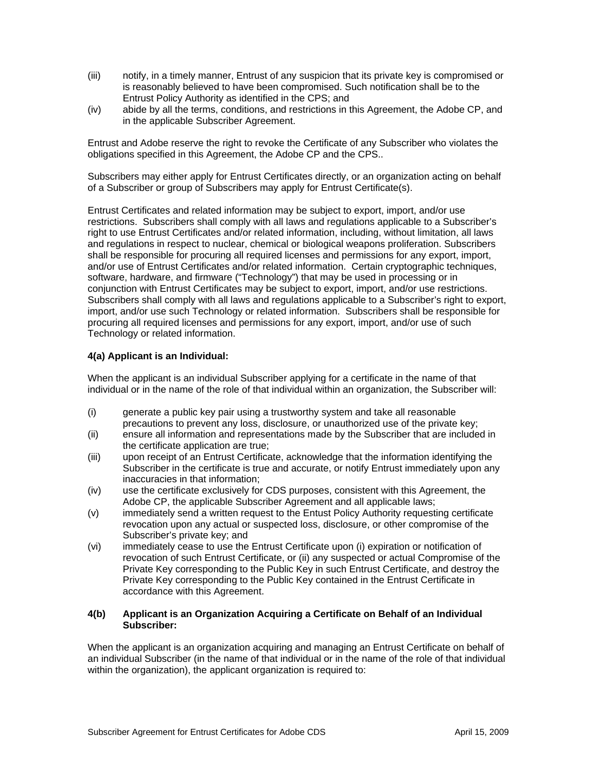(iii) notify, in a timely manner, Entrust of any suspicion that its private key is compromised or is reasonably believed to have been compromised. Such notification shall be to the Entrust Policy Authority as identified in the CPS; and

(iv) abide by all the terms, conditions, and restrictions in this Agreement, the Adobe CP, and in the applicable Subscriber Agreement.

Entrust and Adobe reserve the right to revoke the Certificate of any Subscriber who violates the obligations specified in this Agreement, the Adobe CP and the CPS..

Subscribers may either apply for Entrust Certificates directly, or an organization acting on behalf of a Subscriber or group of Subscribers may apply for Entrust Certificate(s).

Entrust Certificates and related information may be subject to export, import, and/or use restrictions. Subscribers shall comply with all laws and regulations applicable to a Subscriber's right to use Entrust Certificates and/or related information, including, without limitation, all laws and regulations in respect to nuclear, chemical or biological weapons proliferation. Subscribers shall be responsible for procuring all required licenses and permissions for any export, import, and/or use of Entrust Certificates and/or related information. Certain cryptographic techniques, software, hardware, and firmware ("Technology") that may be used in processing or in conjunction with Entrust Certificates may be subject to export, import, and/or use restrictions. Subscribers shall comply with all laws and regulations applicable to a Subscriber's right to export, import, and/or use such Technology or related information. Subscribers shall be responsible for procuring all required licenses and permissions for any export, import, and/or use of such Technology or related information.

**4(a) Applicant is an Individual:**

When the applicant is an individual Subscriber applying for a certificate in the name of that individual or in the name of the role of that individual within an organization, the Subscriber will:

(i) generate a public key pair using a trustworthy system and take all reasonable precautions to prevent any loss, disclosure, or unauthorized use of the private key;

(ii) ensure all information and representations made by the Subscriber that are included in the certificate application are true;

(iii) upon receipt of an Entrust Certificate, acknowledge that the information identifying the Subscriber in the certificate is true and accurate, or notify Entrust immediately upon any inaccuracies in that information;

(iv) use the certificate exclusively for CDS purposes, consistent with this Agreement, the Adobe CP, the applicable Subscriber Agreement and all applicable laws;

(v) immediately send a written request to the Entust Policy Authority requesting certificate revocation upon any actual or suspected loss, disclosure, or other compromise of the Subscriber's private key; and

(vi) immediately cease to use the Entrust Certificate upon (i) expiration or notification of revocation of such Entrust Certificate, or (ii) any suspected or actual Compromise of the Private Key corresponding to the Public Key in such Entrust Certificate, and destroy the Private Key corresponding to the Public Key contained in the Entrust Certificate in accordance with this Agreement.

**4(b) Applicant is an Organization Acquiring a Certificate on Behalf of an Individual Subscriber:**

When the applicant is an organization acquiring and managing an Entrust Certificate on behalf of an individual Subscriber (in the name of that individual or in the name of the role of that individual within the organization), the applicant organization is required to: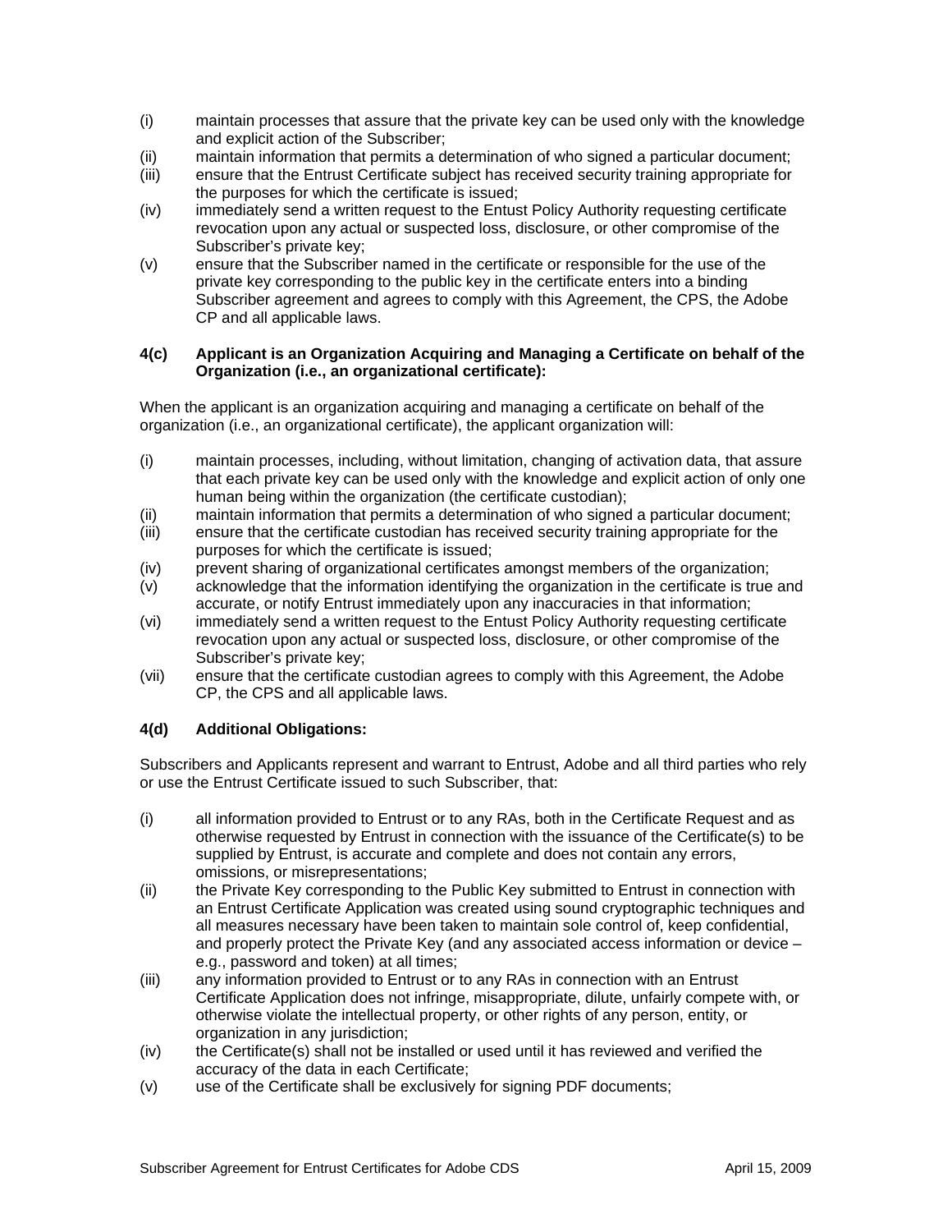(i) maintain processes that assure that the private key can be used only with the knowledge and explicit action of the Subscriber;

(ii) maintain information that permits a determination of who signed a particular document;

(iii) ensure that the Entrust Certificate subject has received security training appropriate for the purposes for which the certificate is issued;

(iv) immediately send a written request to the Entust Policy Authority requesting certificate revocation upon any actual or suspected loss, disclosure, or other compromise of the Subscriber's private key;

(v) ensure that the Subscriber named in the certificate or responsible for the use of the private key corresponding to the public key in the certificate enters into a binding Subscriber agreement and agrees to comply with this Agreement, the CPS, the Adobe CP and all applicable laws.

**4(c) Applicant is an Organization Acquiring and Managing a Certificate on behalf of the Organization (i.e., an organizational certificate):**

When the applicant is an organization acquiring and managing a certificate on behalf of the organization (i.e., an organizational certificate), the applicant organization will:

(i) maintain processes, including, without limitation, changing of activation data, that assure that each private key can be used only with the knowledge and explicit action of only one human being within the organization (the certificate custodian);

(ii) maintain information that permits a determination of who signed a particular document;

(iii) ensure that the certificate custodian has received security training appropriate for the purposes for which the certificate is issued;

(iv) prevent sharing of organizational certificates amongst members of the organization;

(v) acknowledge that the information identifying the organization in the certificate is true and accurate, or notify Entrust immediately upon any inaccuracies in that information;

(vi) immediately send a written request to the Entust Policy Authority requesting certificate revocation upon any actual or suspected loss, disclosure, or other compromise of the Subscriber's private key;

(vii) ensure that the certificate custodian agrees to comply with this Agreement, the Adobe CP, the CPS and all applicable laws.

**4(d) Additional Obligations:**

Subscribers and Applicants represent and warrant to Entrust, Adobe and all third parties who rely or use the Entrust Certificate issued to such Subscriber, that:

(i) all information provided to Entrust or to any RAs, both in the Certificate Request and as otherwise requested by Entrust in connection with the issuance of the Certificate(s) to be supplied by Entrust, is accurate and complete and does not contain any errors, omissions, or misrepresentations;

(ii) the Private Key corresponding to the Public Key submitted to Entrust in connection with an Entrust Certificate Application was created using sound cryptographic techniques and all measures necessary have been taken to maintain sole control of, keep confidential, and properly protect the Private Key (and any associated access information or device – e.g., password and token) at all times;

(iii) any information provided to Entrust or to any RAs in connection with an Entrust Certificate Application does not infringe, misappropriate, dilute, unfairly compete with, or otherwise violate the intellectual property, or other rights of any person, entity, or organization in any jurisdiction;

(iv) the Certificate(s) shall not be installed or used until it has reviewed and verified the accuracy of the data in each Certificate;

(v) use of the Certificate shall be exclusively for signing PDF documents;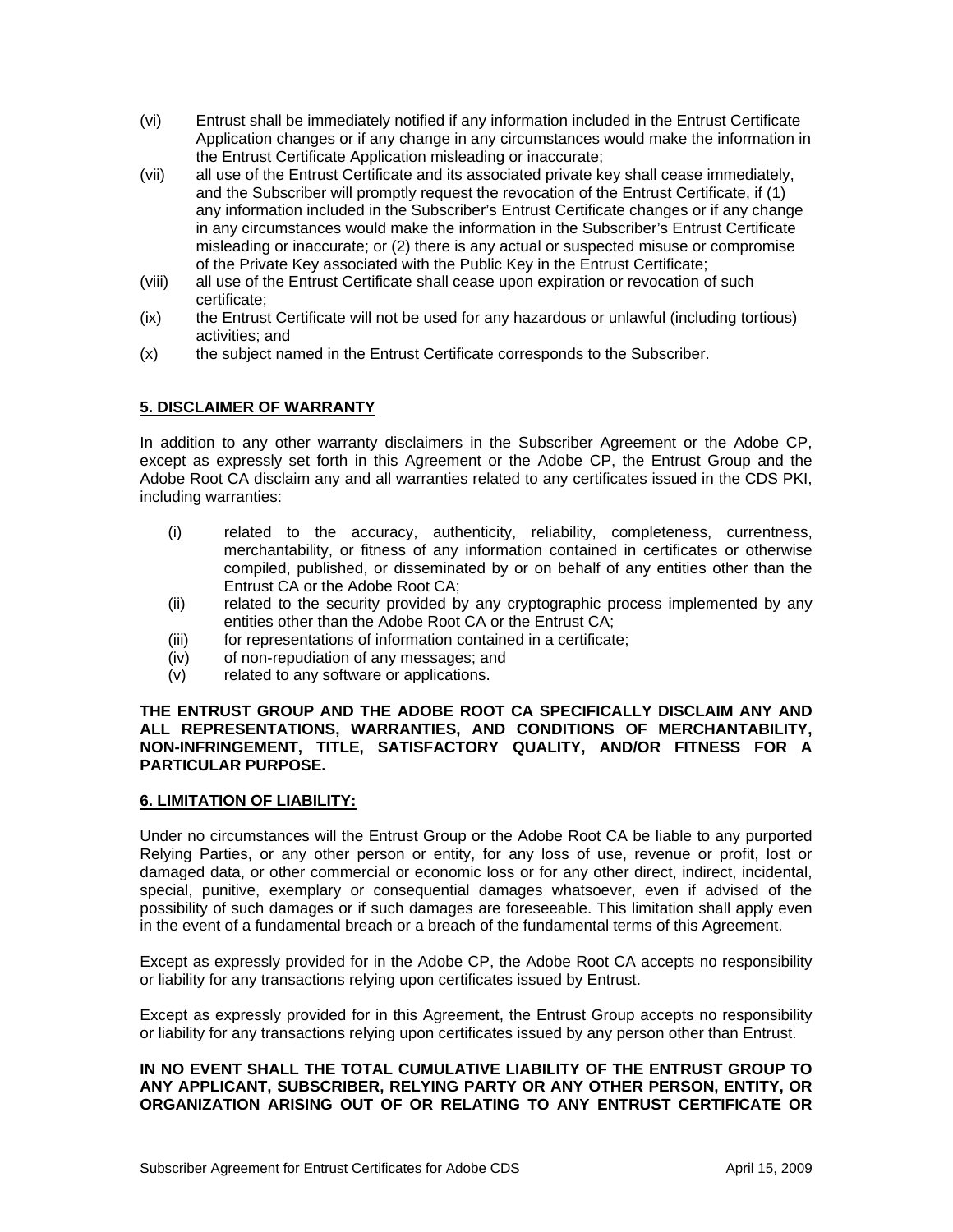(vi) Entrust shall be immediately notified if any information included in the Entrust Certificate Application changes or if any change in any circumstances would make the information in the Entrust Certificate Application misleading or inaccurate;

(vii) all use of the Entrust Certificate and its associated private key shall cease immediately, and the Subscriber will promptly request the revocation of the Entrust Certificate, if (1) any information included in the Subscriber's Entrust Certificate changes or if any change in any circumstances would make the information in the Subscriber's Entrust Certificate misleading or inaccurate; or (2) there is any actual or suspected misuse or compromise of the Private Key associated with the Public Key in the Entrust Certificate;

(viii) all use of the Entrust Certificate shall cease upon expiration or revocation of such certificate;

(ix) the Entrust Certificate will not be used for any hazardous or unlawful (including tortious) activities; and

(x) the subject named in the Entrust Certificate corresponds to the Subscriber.

## 5. DISCLAIMER OF WARRANTY

In addition to any other warranty disclaimers in the Subscriber Agreement or the Adobe CP, except as expressly set forth in this Agreement or the Adobe CP, the Entrust Group and the Adobe Root CA disclaim any and all warranties related to any certificates issued in the CDS PKI, including warranties:

(i) related to the accuracy, authenticity, reliability, completeness, currentness, merchantability, or fitness of any information contained in certificates or otherwise compiled, published, or disseminated by or on behalf of any entities other than the Entrust CA or the Adobe Root CA;

(ii) related to the security provided by any cryptographic process implemented by any entities other than the Adobe Root CA or the Entrust CA;

(iii) for representations of information contained in a certificate;

(iv) of non-repudiation of any messages; and

(v) related to any software or applications.

**THE ENTRUST GROUP AND THE ADOBE ROOT CA SPECIFICALLY DISCLAIM ANY AND ALL REPRESENTATIONS, WARRANTIES, AND CONDITIONS OF MERCHANTABILITY, NON-INFRINGEMENT, TITLE, SATISFACTORY QUALITY, AND/OR FITNESS FOR A PARTICULAR PURPOSE.**

## 6. LIMITATION OF LIABILITY:

Under no circumstances will the Entrust Group or the Adobe Root CA be liable to any purported Relying Parties, or any other person or entity, for any loss of use, revenue or profit, lost or damaged data, or other commercial or economic loss or for any other direct, indirect, incidental, special, punitive, exemplary or consequential damages whatsoever, even if advised of the possibility of such damages or if such damages are foreseeable. This limitation shall apply even in the event of a fundamental breach or a breach of the fundamental terms of this Agreement.

Except as expressly provided for in the Adobe CP, the Adobe Root CA accepts no responsibility or liability for any transactions relying upon certificates issued by Entrust.

Except as expressly provided for in this Agreement, the Entrust Group accepts no responsibility or liability for any transactions relying upon certificates issued by any person other than Entrust.

**IN NO EVENT SHALL THE TOTAL CUMULATIVE LIABILITY OF THE ENTRUST GROUP TO ANY APPLICANT, SUBSCRIBER, RELYING PARTY OR ANY OTHER PERSON, ENTITY, OR ORGANIZATION ARISING OUT OF OR RELATING TO ANY ENTRUST CERTIFICATE OR**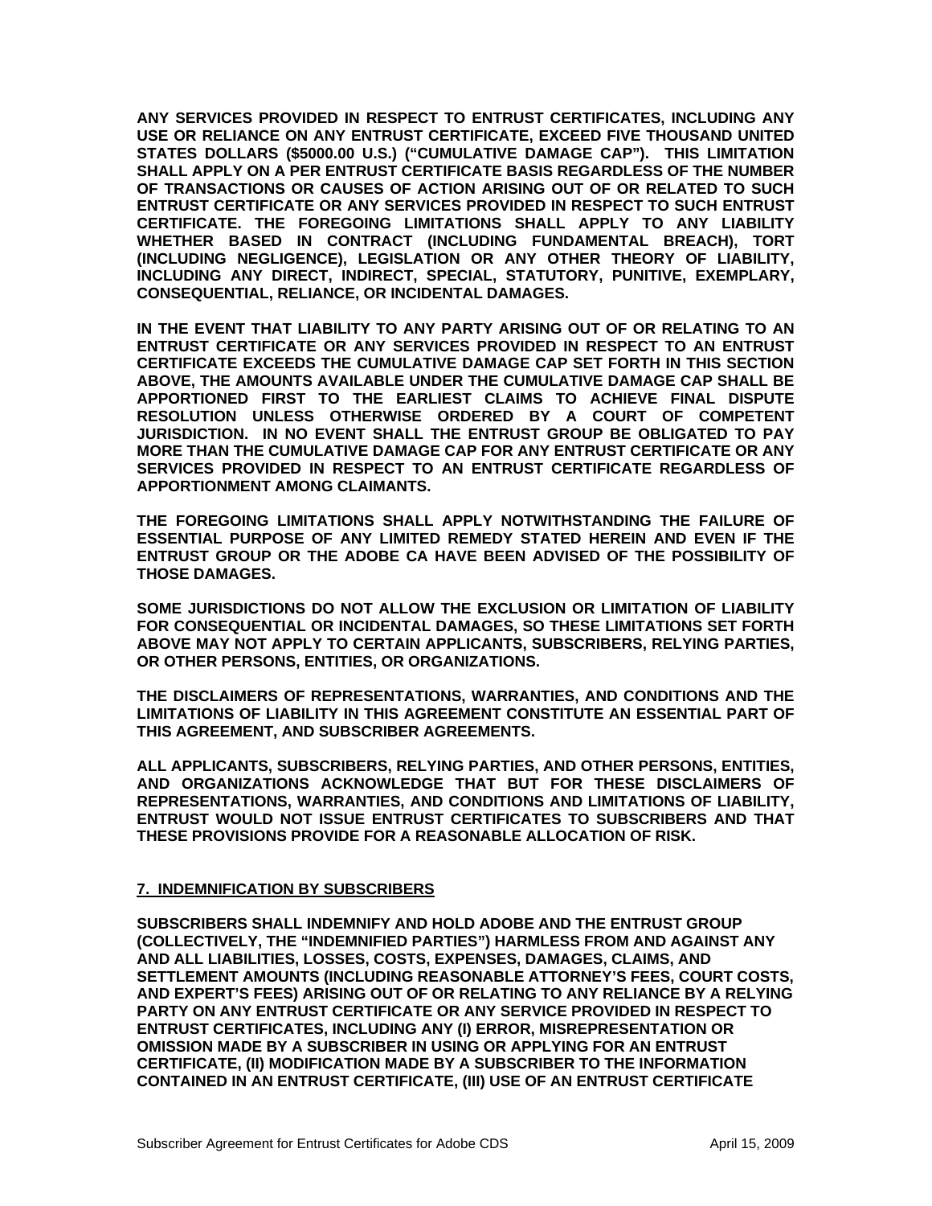**ANY SERVICES PROVIDED IN RESPECT TO ENTRUST CERTIFICATES, INCLUDING ANY USE OR RELIANCE ON ANY ENTRUST CERTIFICATE, EXCEED FIVE THOUSAND UNITED STATES DOLLARS ($5000.00 U.S.) ("CUMULATIVE DAMAGE CAP"). THIS LIMITATION SHALL APPLY ON A PER ENTRUST CERTIFICATE BASIS REGARDLESS OF THE NUMBER OF TRANSACTIONS OR CAUSES OF ACTION ARISING OUT OF OR RELATED TO SUCH ENTRUST CERTIFICATE OR ANY SERVICES PROVIDED IN RESPECT TO SUCH ENTRUST CERTIFICATE. THE FOREGOING LIMITATIONS SHALL APPLY TO ANY LIABILITY WHETHER BASED IN CONTRACT (INCLUDING FUNDAMENTAL BREACH), TORT (INCLUDING NEGLIGENCE), LEGISLATION OR ANY OTHER THEORY OF LIABILITY, INCLUDING ANY DIRECT, INDIRECT, SPECIAL, STATUTORY, PUNITIVE, EXEMPLARY, CONSEQUENTIAL, RELIANCE, OR INCIDENTAL DAMAGES.**

**IN THE EVENT THAT LIABILITY TO ANY PARTY ARISING OUT OF OR RELATING TO AN ENTRUST CERTIFICATE OR ANY SERVICES PROVIDED IN RESPECT TO AN ENTRUST CERTIFICATE EXCEEDS THE CUMULATIVE DAMAGE CAP SET FORTH IN THIS SECTION ABOVE, THE AMOUNTS AVAILABLE UNDER THE CUMULATIVE DAMAGE CAP SHALL BE APPORTIONED FIRST TO THE EARLIEST CLAIMS TO ACHIEVE FINAL DISPUTE RESOLUTION UNLESS OTHERWISE ORDERED BY A COURT OF COMPETENT JURISDICTION. IN NO EVENT SHALL THE ENTRUST GROUP BE OBLIGATED TO PAY MORE THAN THE CUMULATIVE DAMAGE CAP FOR ANY ENTRUST CERTIFICATE OR ANY SERVICES PROVIDED IN RESPECT TO AN ENTRUST CERTIFICATE REGARDLESS OF APPORTIONMENT AMONG CLAIMANTS.**

**THE FOREGOING LIMITATIONS SHALL APPLY NOTWITHSTANDING THE FAILURE OF ESSENTIAL PURPOSE OF ANY LIMITED REMEDY STATED HEREIN AND EVEN IF THE ENTRUST GROUP OR THE ADOBE CA HAVE BEEN ADVISED OF THE POSSIBILITY OF THOSE DAMAGES.**

**SOME JURISDICTIONS DO NOT ALLOW THE EXCLUSION OR LIMITATION OF LIABILITY FOR CONSEQUENTIAL OR INCIDENTAL DAMAGES, SO THESE LIMITATIONS SET FORTH ABOVE MAY NOT APPLY TO CERTAIN APPLICANTS, SUBSCRIBERS, RELYING PARTIES, OR OTHER PERSONS, ENTITIES, OR ORGANIZATIONS.**

**THE DISCLAIMERS OF REPRESENTATIONS, WARRANTIES, AND CONDITIONS AND THE LIMITATIONS OF LIABILITY IN THIS AGREEMENT CONSTITUTE AN ESSENTIAL PART OF THIS AGREEMENT, AND SUBSCRIBER AGREEMENTS.**

**ALL APPLICANTS, SUBSCRIBERS, RELYING PARTIES, AND OTHER PERSONS, ENTITIES, AND ORGANIZATIONS ACKNOWLEDGE THAT BUT FOR THESE DISCLAIMERS OF REPRESENTATIONS, WARRANTIES, AND CONDITIONS AND LIMITATIONS OF LIABILITY, ENTRUST WOULD NOT ISSUE ENTRUST CERTIFICATES TO SUBSCRIBERS AND THAT THESE PROVISIONS PROVIDE FOR A REASONABLE ALLOCATION OF RISK.**

## 7. INDEMNIFICATION BY SUBSCRIBERS

**SUBSCRIBERS SHALL INDEMNIFY AND HOLD ADOBE AND THE ENTRUST GROUP (COLLECTIVELY, THE "INDEMNIFIED PARTIES") HARMLESS FROM AND AGAINST ANY AND ALL LIABILITIES, LOSSES, COSTS, EXPENSES, DAMAGES, CLAIMS, AND SETTLEMENT AMOUNTS (INCLUDING REASONABLE ATTORNEY'S FEES, COURT COSTS, AND EXPERT'S FEES) ARISING OUT OF OR RELATING TO ANY RELIANCE BY A RELYING PARTY ON ANY ENTRUST CERTIFICATE OR ANY SERVICE PROVIDED IN RESPECT TO ENTRUST CERTIFICATES, INCLUDING ANY (I) ERROR, MISREPRESENTATION OR OMISSION MADE BY A SUBSCRIBER IN USING OR APPLYING FOR AN ENTRUST CERTIFICATE, (II) MODIFICATION MADE BY A SUBSCRIBER TO THE INFORMATION CONTAINED IN AN ENTRUST CERTIFICATE, (III) USE OF AN ENTRUST CERTIFICATE**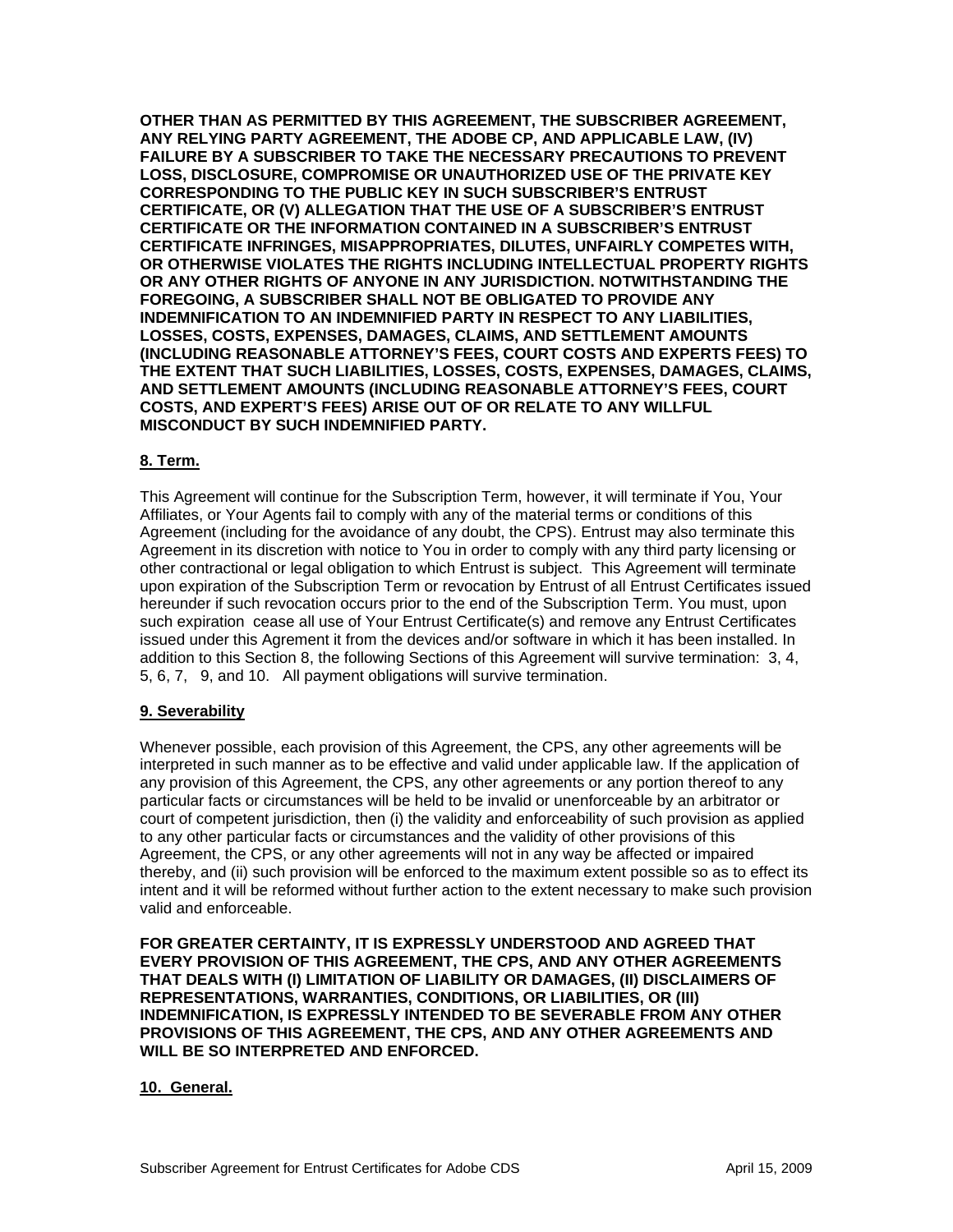**OTHER THAN AS PERMITTED BY THIS AGREEMENT, THE SUBSCRIBER AGREEMENT, ANY RELYING PARTY AGREEMENT, THE ADOBE CP, AND APPLICABLE LAW, (IV) FAILURE BY A SUBSCRIBER TO TAKE THE NECESSARY PRECAUTIONS TO PREVENT LOSS, DISCLOSURE, COMPROMISE OR UNAUTHORIZED USE OF THE PRIVATE KEY CORRESPONDING TO THE PUBLIC KEY IN SUCH SUBSCRIBER'S ENTRUST CERTIFICATE, OR (V) ALLEGATION THAT THE USE OF A SUBSCRIBER'S ENTRUST CERTIFICATE OR THE INFORMATION CONTAINED IN A SUBSCRIBER'S ENTRUST CERTIFICATE INFRINGES, MISAPPROPRIATES, DILUTES, UNFAIRLY COMPETES WITH, OR OTHERWISE VIOLATES THE RIGHTS INCLUDING INTELLECTUAL PROPERTY RIGHTS OR ANY OTHER RIGHTS OF ANYONE IN ANY JURISDICTION. NOTWITHSTANDING THE FOREGOING, A SUBSCRIBER SHALL NOT BE OBLIGATED TO PROVIDE ANY INDEMNIFICATION TO AN INDEMNIFIED PARTY IN RESPECT TO ANY LIABILITIES, LOSSES, COSTS, EXPENSES, DAMAGES, CLAIMS, AND SETTLEMENT AMOUNTS (INCLUDING REASONABLE ATTORNEY'S FEES, COURT COSTS AND EXPERTS FEES) TO THE EXTENT THAT SUCH LIABILITIES, LOSSES, COSTS, EXPENSES, DAMAGES, CLAIMS, AND SETTLEMENT AMOUNTS (INCLUDING REASONABLE ATTORNEY'S FEES, COURT COSTS, AND EXPERT'S FEES) ARISE OUT OF OR RELATE TO ANY WILLFUL MISCONDUCT BY SUCH INDEMNIFIED PARTY.**

## 8. Term.

This Agreement will continue for the Subscription Term, however, it will terminate if You, Your Affiliates, or Your Agents fail to comply with any of the material terms or conditions of this Agreement (including for the avoidance of any doubt, the CPS). Entrust may also terminate this Agreement in its discretion with notice to You in order to comply with any third party licensing or other contractional or legal obligation to which Entrust is subject. This Agreement will terminate upon expiration of the Subscription Term or revocation by Entrust of all Entrust Certificates issued hereunder if such revocation occurs prior to the end of the Subscription Term. You must, upon such expiration cease all use of Your Entrust Certificate(s) and remove any Entrust Certificates issued under this Agrement it from the devices and/or software in which it has been installed. In addition to this Section 8, the following Sections of this Agreement will survive termination: 3, 4, 5, 6, 7, 9, and 10. All payment obligations will survive termination.

## 9. Severability

Whenever possible, each provision of this Agreement, the CPS, any other agreements will be interpreted in such manner as to be effective and valid under applicable law. If the application of any provision of this Agreement, the CPS, any other agreements or any portion thereof to any particular facts or circumstances will be held to be invalid or unenforceable by an arbitrator or court of competent jurisdiction, then (i) the validity and enforceability of such provision as applied to any other particular facts or circumstances and the validity of other provisions of this Agreement, the CPS, or any other agreements will not in any way be affected or impaired thereby, and (ii) such provision will be enforced to the maximum extent possible so as to effect its intent and it will be reformed without further action to the extent necessary to make such provision valid and enforceable.

**FOR GREATER CERTAINTY, IT IS EXPRESSLY UNDERSTOOD AND AGREED THAT EVERY PROVISION OF THIS AGREEMENT, THE CPS, AND ANY OTHER AGREEMENTS THAT DEALS WITH (I) LIMITATION OF LIABILITY OR DAMAGES, (II) DISCLAIMERS OF REPRESENTATIONS, WARRANTIES, CONDITIONS, OR LIABILITIES, OR (III) INDEMNIFICATION, IS EXPRESSLY INTENDED TO BE SEVERABLE FROM ANY OTHER PROVISIONS OF THIS AGREEMENT, THE CPS, AND ANY OTHER AGREEMENTS AND WILL BE SO INTERPRETED AND ENFORCED.**

## 10. General.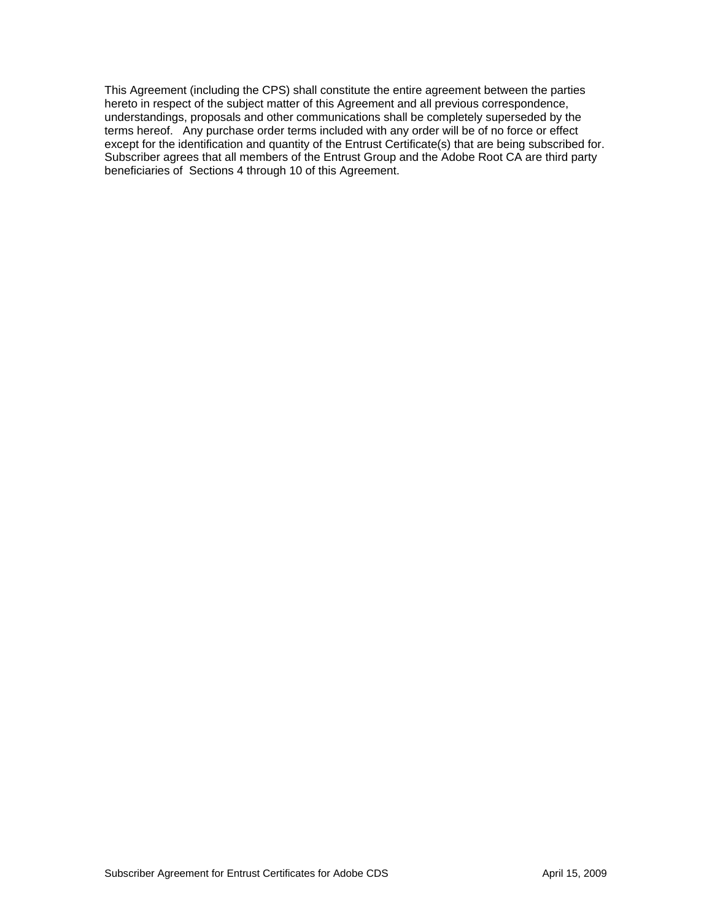This Agreement (including the CPS) shall constitute the entire agreement between the parties hereto in respect of the subject matter of this Agreement and all previous correspondence, understandings, proposals and other communications shall be completely superseded by the terms hereof. Any purchase order terms included with any order will be of no force or effect except for the identification and quantity of the Entrust Certificate(s) that are being subscribed for. Subscriber agrees that all members of the Entrust Group and the Adobe Root CA are third party beneficiaries of Sections 4 through 10 of this Agreement.